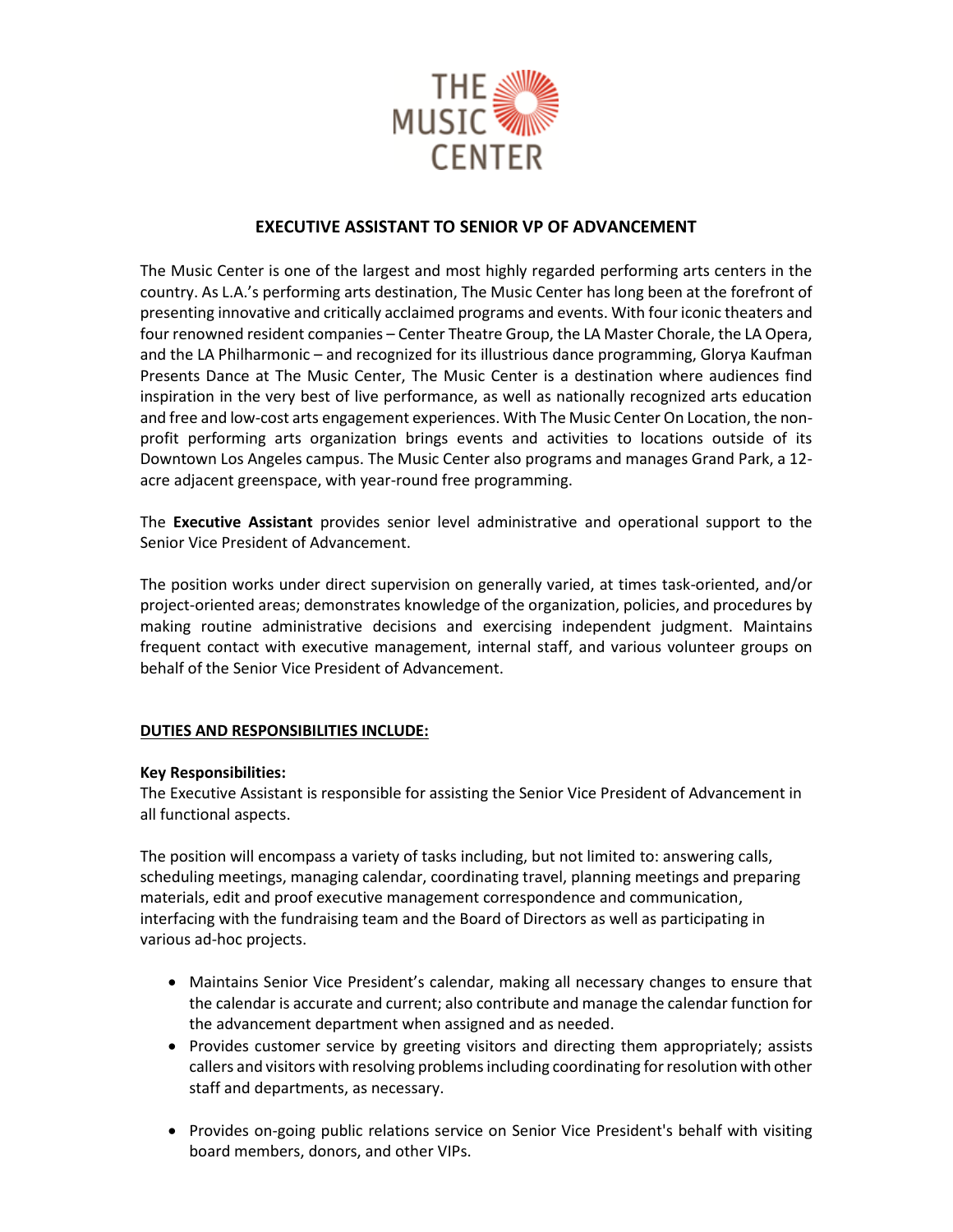# EXECUTIVE ASSISTANT TO SENIOR VP OF ADVANCEMENT

The Music Center is one of the largest and most highly regarded performing arts centers in the country. As L.A.'s performing arts destination, The Music Center has long been at the forefront of presenting innovative and critically acclaimed programs and events. With four iconic theaters and four renowned resident companies – Center Theatre Group, the LA Master Chorale, the LA Opera, and the LA Philharmonic – and recognized for its illustrious dance programming, Glorya Kaufman Presents Dance at The Music Center, The Music Center is a destination where audiences find inspiration in the very best of live performance, as well as nationally recognized arts education and free and low-cost arts engagement experiences. With The Music Center On Location, the non-profit performing arts organization brings events and activities to locations outside of its Downtown Los Angeles campus. The Music Center also programs and manages Grand Park, a 12-acre adjacent greenspace, with year-round free programming.

The **Executive Assistant** provides senior level administrative and operational support to the Senior Vice President of Advancement.

The position works under direct supervision on generally varied, at times task-oriented, and/or project-oriented areas; demonstrates knowledge of the organization, policies, and procedures by making routine administrative decisions and exercising independent judgment. Maintains frequent contact with executive management, internal staff, and various volunteer groups on behalf of the Senior Vice President of Advancement.

## DUTIES AND RESPONSIBILITIES INCLUDE:

**Key Responsibilities:**
The Executive Assistant is responsible for assisting the Senior Vice President of Advancement in all functional aspects.

The position will encompass a variety of tasks including, but not limited to: answering calls, scheduling meetings, managing calendar, coordinating travel, planning meetings and preparing materials, edit and proof executive management correspondence and communication, interfacing with the fundraising team and the Board of Directors as well as participating in various ad-hoc projects.

- Maintains Senior Vice President's calendar, making all necessary changes to ensure that the calendar is accurate and current; also contribute and manage the calendar function for the advancement department when assigned and as needed.
- Provides customer service by greeting visitors and directing them appropriately; assists callers and visitors with resolving problems including coordinating for resolution with other staff and departments, as necessary.
- Provides on-going public relations service on Senior Vice President's behalf with visiting board members, donors, and other VIPs.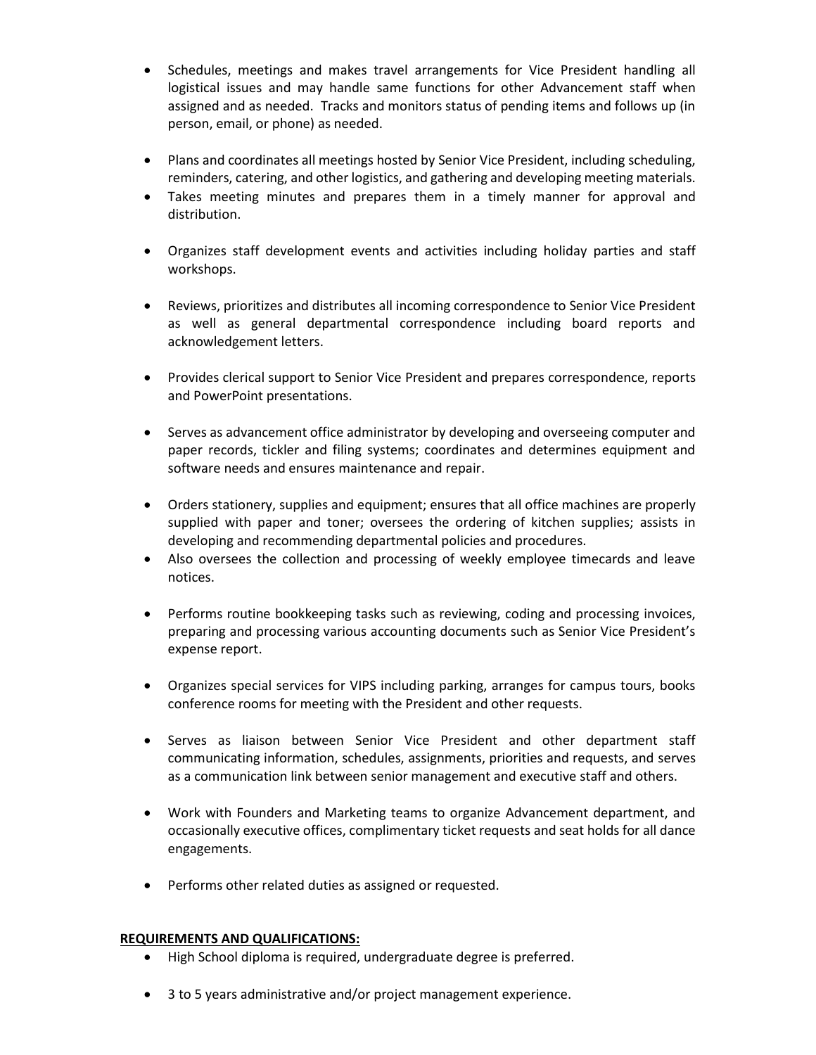- Schedules, meetings and makes travel arrangements for Vice President handling all logistical issues and may handle same functions for other Advancement staff when assigned and as needed. Tracks and monitors status of pending items and follows up (in person, email, or phone) as needed.

- Plans and coordinates all meetings hosted by Senior Vice President, including scheduling, reminders, catering, and other logistics, and gathering and developing meeting materials.
- Takes meeting minutes and prepares them in a timely manner for approval and distribution.

- Organizes staff development events and activities including holiday parties and staff workshops.

- Reviews, prioritizes and distributes all incoming correspondence to Senior Vice President as well as general departmental correspondence including board reports and acknowledgement letters.

- Provides clerical support to Senior Vice President and prepares correspondence, reports and PowerPoint presentations.

- Serves as advancement office administrator by developing and overseeing computer and paper records, tickler and filing systems; coordinates and determines equipment and software needs and ensures maintenance and repair.

- Orders stationery, supplies and equipment; ensures that all office machines are properly supplied with paper and toner; oversees the ordering of kitchen supplies; assists in developing and recommending departmental policies and procedures.
- Also oversees the collection and processing of weekly employee timecards and leave notices.

- Performs routine bookkeeping tasks such as reviewing, coding and processing invoices, preparing and processing various accounting documents such as Senior Vice President's expense report.

- Organizes special services for VIPS including parking, arranges for campus tours, books conference rooms for meeting with the President and other requests.

- Serves as liaison between Senior Vice President and other department staff communicating information, schedules, assignments, priorities and requests, and serves as a communication link between senior management and executive staff and others.

- Work with Founders and Marketing teams to organize Advancement department, and occasionally executive offices, complimentary ticket requests and seat holds for all dance engagements.

- Performs other related duties as assigned or requested.

**REQUIREMENTS AND QUALIFICATIONS:**

- High School diploma is required, undergraduate degree is preferred.

- 3 to 5 years administrative and/or project management experience.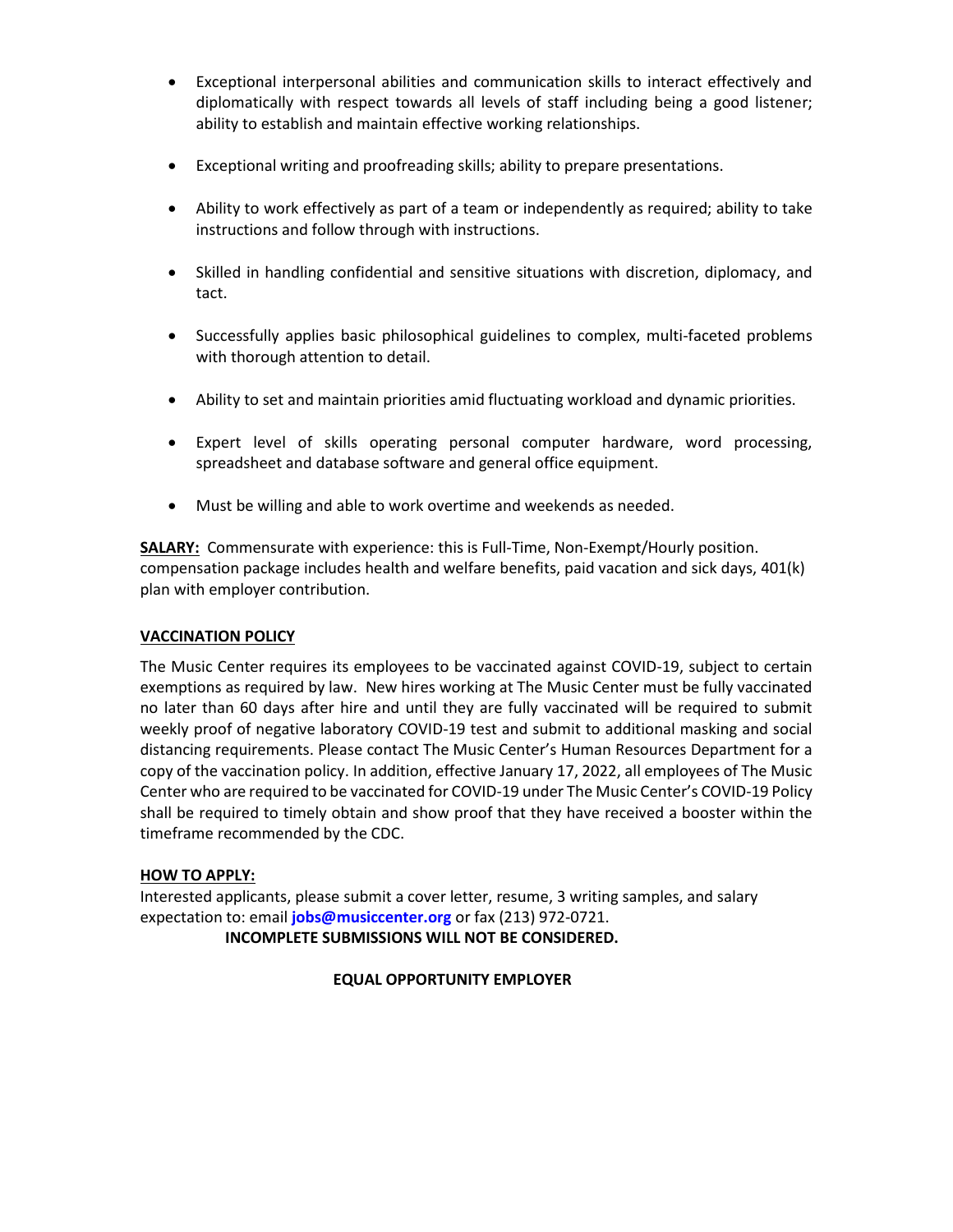- Exceptional interpersonal abilities and communication skills to interact effectively and diplomatically with respect towards all levels of staff including being a good listener; ability to establish and maintain effective working relationships.

- Exceptional writing and proofreading skills; ability to prepare presentations.

- Ability to work effectively as part of a team or independently as required; ability to take instructions and follow through with instructions.

- Skilled in handling confidential and sensitive situations with discretion, diplomacy, and tact.

- Successfully applies basic philosophical guidelines to complex, multi-faceted problems with thorough attention to detail.

- Ability to set and maintain priorities amid fluctuating workload and dynamic priorities.

- Expert level of skills operating personal computer hardware, word processing, spreadsheet and database software and general office equipment.

- Must be willing and able to work overtime and weekends as needed.

**SALARY:** Commensurate with experience: this is Full-Time, Non-Exempt/Hourly position. compensation package includes health and welfare benefits, paid vacation and sick days, 401(k) plan with employer contribution.

**VACCINATION POLICY**

The Music Center requires its employees to be vaccinated against COVID-19, subject to certain exemptions as required by law. New hires working at The Music Center must be fully vaccinated no later than 60 days after hire and until they are fully vaccinated will be required to submit weekly proof of negative laboratory COVID-19 test and submit to additional masking and social distancing requirements. Please contact The Music Center's Human Resources Department for a copy of the vaccination policy. In addition, effective January 17, 2022, all employees of The Music Center who are required to be vaccinated for COVID-19 under The Music Center's COVID-19 Policy shall be required to timely obtain and show proof that they have received a booster within the timeframe recommended by the CDC.

**HOW TO APPLY:**

Interested applicants, please submit a cover letter, resume, 3 writing samples, and salary expectation to: email **jobs@musiccenter.org** or fax (213) 972-0721.

**INCOMPLETE SUBMISSIONS WILL NOT BE CONSIDERED.**

**EQUAL OPPORTUNITY EMPLOYER**